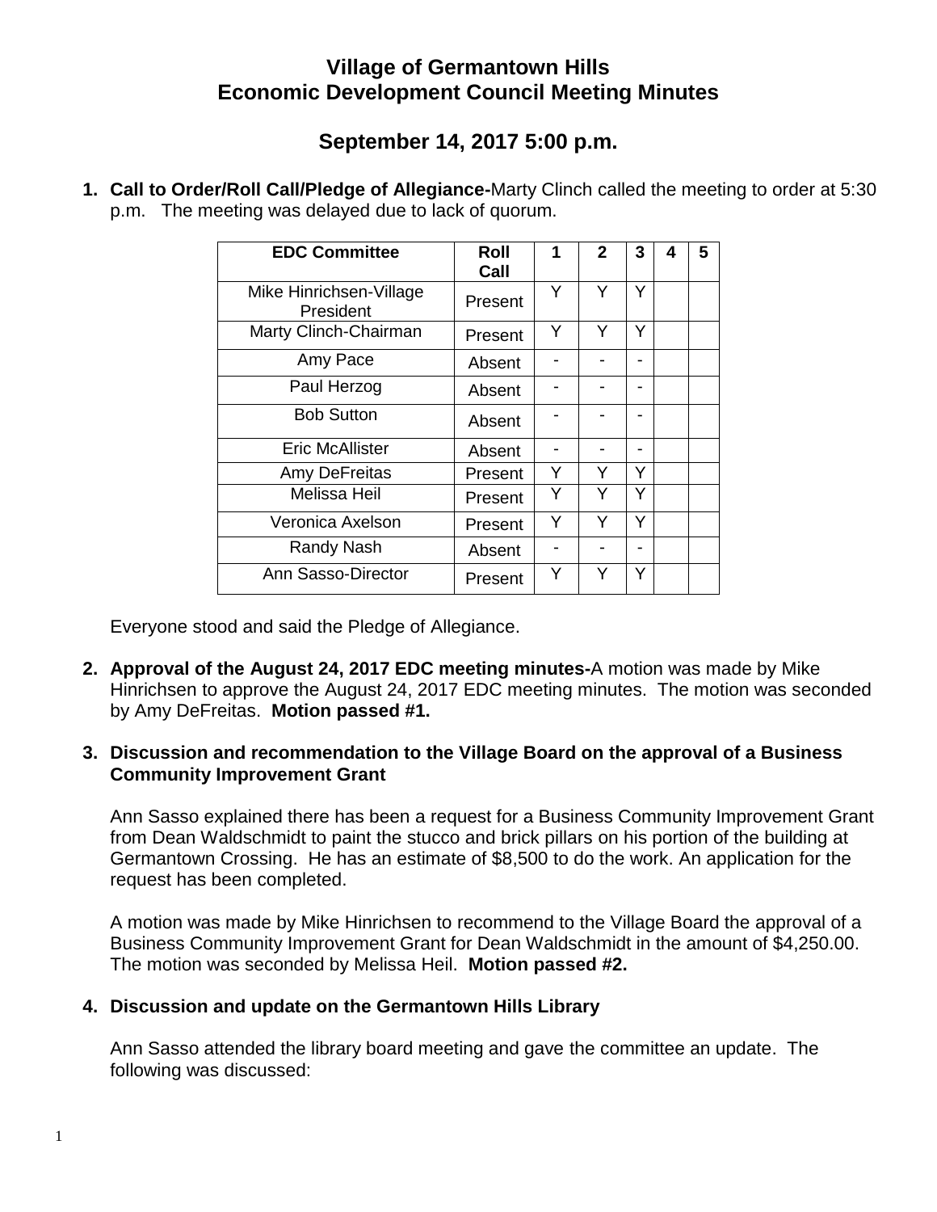# Village of Germantown Hills
# Economic Development Council Meeting Minutes

## September 14, 2017 5:00 p.m.

1. **Call to Order/Roll Call/Pledge of Allegiance-**Marty Clinch called the meeting to order at 5:30 p.m. The meeting was delayed due to lack of quorum.

| EDC Committee | Roll Call | 1 | 2 | 3 | 4 | 5 |
|---|---|---|---|---|---|---|
| Mike Hinrichsen-Village President | Present | Y | Y | Y | | |
| Marty Clinch-Chairman | Present | Y | Y | Y | | |
| Amy Pace | Absent | - | - | - | | |
| Paul Herzog | Absent | - | - | - | | |
| Bob Sutton | Absent | - | - | - | | |
| Eric McAllister | Absent | - | - | - | | |
| Amy DeFreitas | Present | Y | Y | Y | | |
| Melissa Heil | Present | Y | Y | Y | | |
| Veronica Axelson | Present | Y | Y | Y | | |
| Randy Nash | Absent | - | - | - | | |
| Ann Sasso-Director | Present | Y | Y | Y | | |

Everyone stood and said the Pledge of Allegiance.

2. **Approval of the August 24, 2017 EDC meeting minutes-**A motion was made by Mike Hinrichsen to approve the August 24, 2017 EDC meeting minutes. The motion was seconded by Amy DeFreitas. **Motion passed #1.**

3. **Discussion and recommendation to the Village Board on the approval of a Business Community Improvement Grant**

   Ann Sasso explained there has been a request for a Business Community Improvement Grant from Dean Waldschmidt to paint the stucco and brick pillars on his portion of the building at Germantown Crossing. He has an estimate of $8,500 to do the work. An application for the request has been completed.

   A motion was made by Mike Hinrichsen to recommend to the Village Board the approval of a Business Community Improvement Grant for Dean Waldschmidt in the amount of $4,250.00. The motion was seconded by Melissa Heil. **Motion passed #2.**

4. **Discussion and update on the Germantown Hills Library**

   Ann Sasso attended the library board meeting and gave the committee an update. The following was discussed: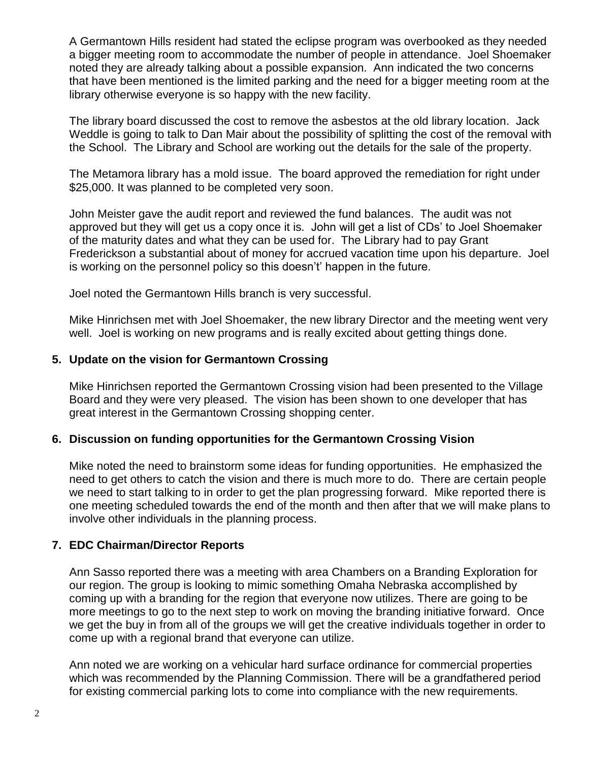A Germantown Hills resident had stated the eclipse program was overbooked as they needed a bigger meeting room to accommodate the number of people in attendance. Joel Shoemaker noted they are already talking about a possible expansion. Ann indicated the two concerns that have been mentioned is the limited parking and the need for a bigger meeting room at the library otherwise everyone is so happy with the new facility.

The library board discussed the cost to remove the asbestos at the old library location. Jack Weddle is going to talk to Dan Mair about the possibility of splitting the cost of the removal with the School. The Library and School are working out the details for the sale of the property.

The Metamora library has a mold issue. The board approved the remediation for right under $25,000. It was planned to be completed very soon.

John Meister gave the audit report and reviewed the fund balances. The audit was not approved but they will get us a copy once it is. John will get a list of CDs' to Joel Shoemaker of the maturity dates and what they can be used for. The Library had to pay Grant Frederickson a substantial about of money for accrued vacation time upon his departure. Joel is working on the personnel policy so this doesn't' happen in the future.

Joel noted the Germantown Hills branch is very successful.

Mike Hinrichsen met with Joel Shoemaker, the new library Director and the meeting went very well. Joel is working on new programs and is really excited about getting things done.

**5. Update on the vision for Germantown Crossing**

Mike Hinrichsen reported the Germantown Crossing vision had been presented to the Village Board and they were very pleased. The vision has been shown to one developer that has great interest in the Germantown Crossing shopping center.

**6. Discussion on funding opportunities for the Germantown Crossing Vision**

Mike noted the need to brainstorm some ideas for funding opportunities. He emphasized the need to get others to catch the vision and there is much more to do. There are certain people we need to start talking to in order to get the plan progressing forward. Mike reported there is one meeting scheduled towards the end of the month and then after that we will make plans to involve other individuals in the planning process.

**7. EDC Chairman/Director Reports**

Ann Sasso reported there was a meeting with area Chambers on a Branding Exploration for our region. The group is looking to mimic something Omaha Nebraska accomplished by coming up with a branding for the region that everyone now utilizes. There are going to be more meetings to go to the next step to work on moving the branding initiative forward. Once we get the buy in from all of the groups we will get the creative individuals together in order to come up with a regional brand that everyone can utilize.

Ann noted we are working on a vehicular hard surface ordinance for commercial properties which was recommended by the Planning Commission. There will be a grandfathered period for existing commercial parking lots to come into compliance with the new requirements.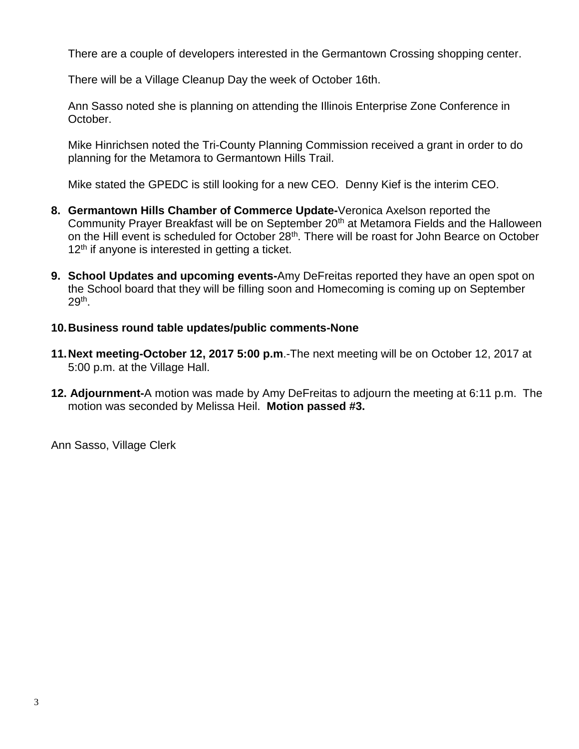There are a couple of developers interested in the Germantown Crossing shopping center.

There will be a Village Cleanup Day the week of October 16th.

Ann Sasso noted she is planning on attending the Illinois Enterprise Zone Conference in October.

Mike Hinrichsen noted the Tri-County Planning Commission received a grant in order to do planning for the Metamora to Germantown Hills Trail.

Mike stated the GPEDC is still looking for a new CEO. Denny Kief is the interim CEO.

8. **Germantown Hills Chamber of Commerce Update-**Veronica Axelson reported the Community Prayer Breakfast will be on September 20th at Metamora Fields and the Halloween on the Hill event is scheduled for October 28th. There will be roast for John Bearce on October 12th if anyone is interested in getting a ticket.

9. **School Updates and upcoming events-**Amy DeFreitas reported they have an open spot on the School board that they will be filling soon and Homecoming is coming up on September 29th.

10. **Business round table updates/public comments-None**

11. **Next meeting-October 12, 2017 5:00 p.m**.-The next meeting will be on October 12, 2017 at 5:00 p.m. at the Village Hall.

12. **Adjournment-**A motion was made by Amy DeFreitas to adjourn the meeting at 6:11 p.m. The motion was seconded by Melissa Heil. **Motion passed #3.**

Ann Sasso, Village Clerk